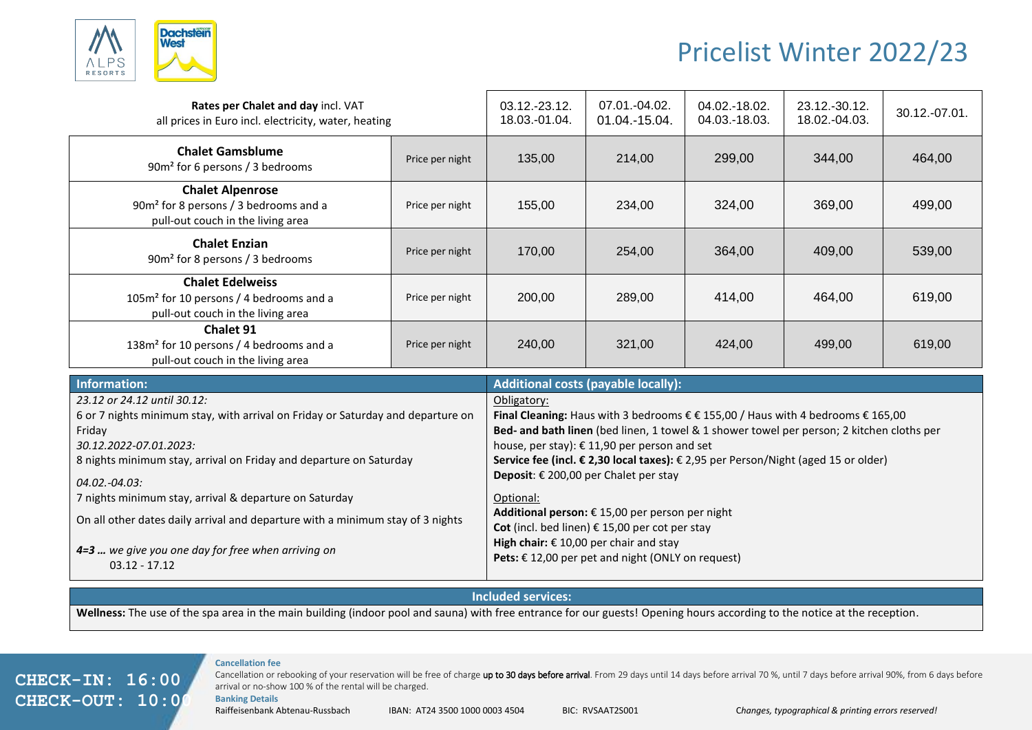# Pricelist Winter 2022/23

| **Rates per Chalet and day** incl. VAT<br>all prices in Euro incl. electricity, water, heating | | 03.12.-23.12.<br>18.03.-01.04. | 07.01.-04.02.<br>01.04.-15.04. | 04.02.-18.02.<br>04.03.-18.03. | 23.12.-30.12.<br>18.02.-04.03. | 30.12.-07.01. |
|---|---|---|---|---|---|---|
| **Chalet Gamsblume**<br>90m² for 6 persons / 3 bedrooms | Price per night | 135,00 | 214,00 | 299,00 | 344,00 | 464,00 |
| **Chalet Alpenrose**<br>90m² for 8 persons / 3 bedrooms and a pull-out couch in the living area | Price per night | 155,00 | 234,00 | 324,00 | 369,00 | 499,00 |
| **Chalet Enzian**<br>90m² for 8 persons / 3 bedrooms | Price per night | 170,00 | 254,00 | 364,00 | 409,00 | 539,00 |
| **Chalet Edelweiss**<br>105m² for 10 persons / 4 bedrooms and a pull-out couch in the living area | Price per night | 200,00 | 289,00 | 414,00 | 464,00 | 619,00 |
| **Chalet 91**<br>138m² for 10 persons / 4 bedrooms and a pull-out couch in the living area | Price per night | 240,00 | 321,00 | 424,00 | 499,00 | 619,00 |

## Information:

*23.12 or 24.12 until 30.12:*
6 or 7 nights minimum stay, with arrival on Friday or Saturday and departure on Friday

*30.12.2022-07.01.2023:*
8 nights minimum stay, arrival on Friday and departure on Saturday

*04.02.-04.03:*
7 nights minimum stay, arrival & departure on Saturday

On all other dates daily arrival and departure with a minimum stay of 3 nights

***4=3 …** we give you one day for free when arriving on*
03.12 - 17.12

## Additional costs (payable locally):

Obligatory:

**Final Cleaning:** Haus with 3 bedrooms € € 155,00 / Haus with 4 bedrooms € 165,00
**Bed- and bath linen** (bed linen, 1 towel & 1 shower towel per person; 2 kitchen cloths per house, per stay): € 11,90 per person and set
**Service fee (incl. € 2,30 local taxes):** € 2,95 per Person/Night (aged 15 or older)
**Deposit**: € 200,00 per Chalet per stay

Optional:

**Additional person:** € 15,00 per person per night
**Cot** (incl. bed linen) € 15,00 per cot per stay
**High chair:** € 10,00 per chair and stay
**Pets:** € 12,00 per pet and night (ONLY on request)

## Included services:

**Wellness:** The use of the spa area in the main building (indoor pool and sauna) with free entrance for our guests! Opening hours according to the notice at the reception.

**CHECK-IN: 16:00**
**CHECK-OUT: 10:00**

**Cancellation fee**
Cancellation or rebooking of your reservation will be free of charge up to 30 days before arrival. From 29 days until 14 days before arrival 70 %, until 7 days before arrival 90%, from 6 days before arrival or no-show 100 % of the rental will be charged.

**Banking Details**
Raiffeisenbank Abtenau-Russbach IBAN: AT24 3500 1000 0003 4504 BIC: RVSAAT2S001

*Changes, typographical & printing errors reserved!*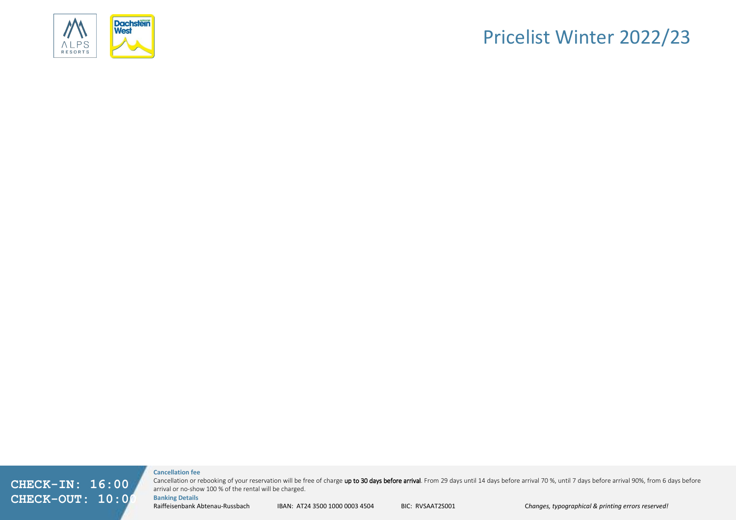# Pricelist Winter 2022/23

**CHECK-IN: 16:00**
**CHECK-OUT: 10:00**

**Cancellation fee**

Cancellation or rebooking of your reservation will be free of charge **up to 30 days before arrival**. From 29 days until 14 days before arrival 70 %, until 7 days before arrival 90%, from 6 days before arrival or no-show 100 % of the rental will be charged.

**Banking Details**

Raiffeisenbank Abtenau-Russbach IBAN: AT24 3500 1000 0003 4504 BIC: RVSAAT2S001

*Changes, typographical & printing errors reserved!*